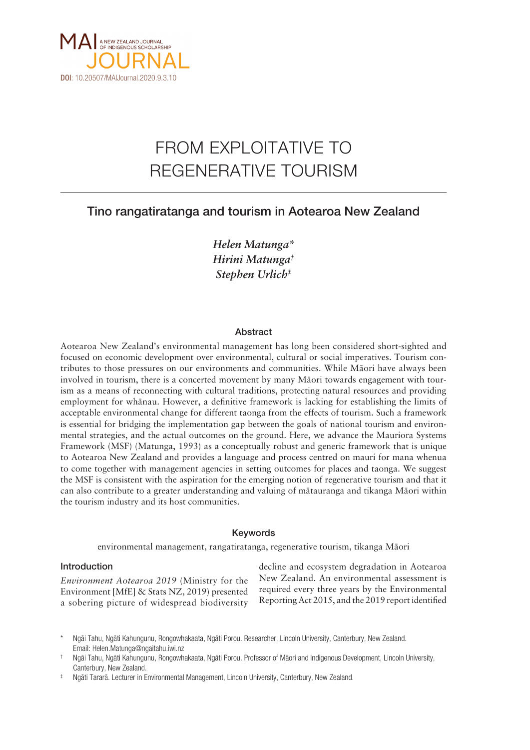MAI JOURNAL — A NEW ZEALAND JOURNAL OF INDIGENOUS SCHOLARSHIP

**DOI**: 10.20507/MAIJournal.2020.9.3.10

# FROM EXPLOITATIVE TO REGENERATIVE TOURISM

## Tino rangatiratanga and tourism in Aotearoa New Zealand

*Helen Matunga\**
*Hirini Matunga†*
*Stephen Urlich‡*

### Abstract

Aotearoa New Zealand's environmental management has long been considered short-sighted and focused on economic development over environmental, cultural or social imperatives. Tourism contributes to those pressures on our environments and communities. While Māori have always been involved in tourism, there is a concerted movement by many Māori towards engagement with tourism as a means of reconnecting with cultural traditions, protecting natural resources and providing employment for whānau. However, a definitive framework is lacking for establishing the limits of acceptable environmental change for different taonga from the effects of tourism. Such a framework is essential for bridging the implementation gap between the goals of national tourism and environmental strategies, and the actual outcomes on the ground. Here, we advance the Mauriora Systems Framework (MSF) (Matunga, 1993) as a conceptually robust and generic framework that is unique to Aotearoa New Zealand and provides a language and process centred on mauri for mana whenua to come together with management agencies in setting outcomes for places and taonga. We suggest the MSF is consistent with the aspiration for the emerging notion of regenerative tourism and that it can also contribute to a greater understanding and valuing of mātauranga and tikanga Māori within the tourism industry and its host communities.

### Keywords

environmental management, rangatiratanga, regenerative tourism, tikanga Māori

### Introduction

*Environment Aotearoa 2019* (Ministry for the Environment [MfE] & Stats NZ, 2019) presented a sobering picture of widespread biodiversity decline and ecosystem degradation in Aotearoa New Zealand. An environmental assessment is required every three years by the Environmental Reporting Act 2015, and the 2019 report identified

\* Ngāi Tahu, Ngāti Kahungunu, Rongowhakaata, Ngāti Porou. Researcher, Lincoln University, Canterbury, New Zealand. Email: Helen.Matunga@ngaitahu.iwi.nz

† Ngāi Tahu, Ngāti Kahungunu, Rongowhakaata, Ngāti Porou. Professor of Māori and Indigenous Development, Lincoln University, Canterbury, New Zealand.

‡ Ngāti Tararā. Lecturer in Environmental Management, Lincoln University, Canterbury, New Zealand.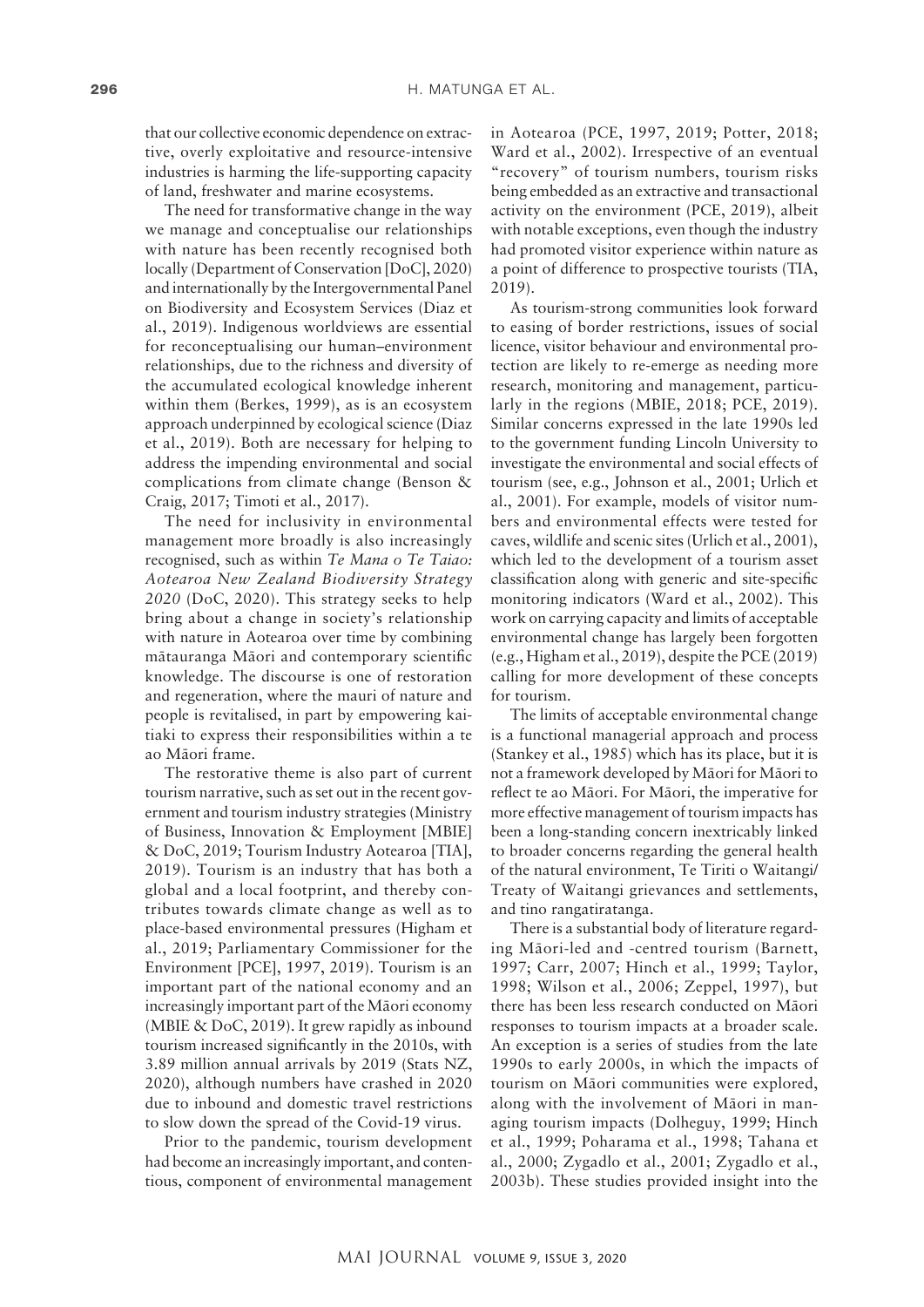that our collective economic dependence on extractive, overly exploitative and resource-intensive industries is harming the life-supporting capacity of land, freshwater and marine ecosystems.

The need for transformative change in the way we manage and conceptualise our relationships with nature has been recently recognised both locally (Department of Conservation [DoC], 2020) and internationally by the Intergovernmental Panel on Biodiversity and Ecosystem Services (Diaz et al., 2019). Indigenous worldviews are essential for reconceptualising our human–environment relationships, due to the richness and diversity of the accumulated ecological knowledge inherent within them (Berkes, 1999), as is an ecosystem approach underpinned by ecological science (Diaz et al., 2019). Both are necessary for helping to address the impending environmental and social complications from climate change (Benson & Craig, 2017; Timoti et al., 2017).

The need for inclusivity in environmental management more broadly is also increasingly recognised, such as within *Te Mana o Te Taiao: Aotearoa New Zealand Biodiversity Strategy 2020* (DoC, 2020). This strategy seeks to help bring about a change in society's relationship with nature in Aotearoa over time by combining mātauranga Māori and contemporary scientific knowledge. The discourse is one of restoration and regeneration, where the mauri of nature and people is revitalised, in part by empowering kaitiaki to express their responsibilities within a te ao Māori frame.

The restorative theme is also part of current tourism narrative, such as set out in the recent government and tourism industry strategies (Ministry of Business, Innovation & Employment [MBIE] & DoC, 2019; Tourism Industry Aotearoa [TIA], 2019). Tourism is an industry that has both a global and a local footprint, and thereby contributes towards climate change as well as to place-based environmental pressures (Higham et al., 2019; Parliamentary Commissioner for the Environment [PCE], 1997, 2019). Tourism is an important part of the national economy and an increasingly important part of the Māori economy (MBIE & DoC, 2019). It grew rapidly as inbound tourism increased significantly in the 2010s, with 3.89 million annual arrivals by 2019 (Stats NZ, 2020), although numbers have crashed in 2020 due to inbound and domestic travel restrictions to slow down the spread of the Covid-19 virus.

Prior to the pandemic, tourism development had become an increasingly important, and contentious, component of environmental management in Aotearoa (PCE, 1997, 2019; Potter, 2018; Ward et al., 2002). Irrespective of an eventual "recovery" of tourism numbers, tourism risks being embedded as an extractive and transactional activity on the environment (PCE, 2019), albeit with notable exceptions, even though the industry had promoted visitor experience within nature as a point of difference to prospective tourists (TIA, 2019).

As tourism-strong communities look forward to easing of border restrictions, issues of social licence, visitor behaviour and environmental protection are likely to re-emerge as needing more research, monitoring and management, particularly in the regions (MBIE, 2018; PCE, 2019). Similar concerns expressed in the late 1990s led to the government funding Lincoln University to investigate the environmental and social effects of tourism (see, e.g., Johnson et al., 2001; Urlich et al., 2001). For example, models of visitor numbers and environmental effects were tested for caves, wildlife and scenic sites (Urlich et al., 2001), which led to the development of a tourism asset classification along with generic and site-specific monitoring indicators (Ward et al., 2002). This work on carrying capacity and limits of acceptable environmental change has largely been forgotten (e.g., Higham et al., 2019), despite the PCE (2019) calling for more development of these concepts for tourism.

The limits of acceptable environmental change is a functional managerial approach and process (Stankey et al., 1985) which has its place, but it is not a framework developed by Māori for Māori to reflect te ao Māori. For Māori, the imperative for more effective management of tourism impacts has been a long-standing concern inextricably linked to broader concerns regarding the general health of the natural environment, Te Tiriti o Waitangi/Treaty of Waitangi grievances and settlements, and tino rangatiratanga.

There is a substantial body of literature regarding Māori-led and -centred tourism (Barnett, 1997; Carr, 2007; Hinch et al., 1999; Taylor, 1998; Wilson et al., 2006; Zeppel, 1997), but there has been less research conducted on Māori responses to tourism impacts at a broader scale. An exception is a series of studies from the late 1990s to early 2000s, in which the impacts of tourism on Māori communities were explored, along with the involvement of Māori in managing tourism impacts (Dolheguy, 1999; Hinch et al., 1999; Poharama et al., 1998; Tahana et al., 2000; Zygadlo et al., 2001; Zygadlo et al., 2003b). These studies provided insight into the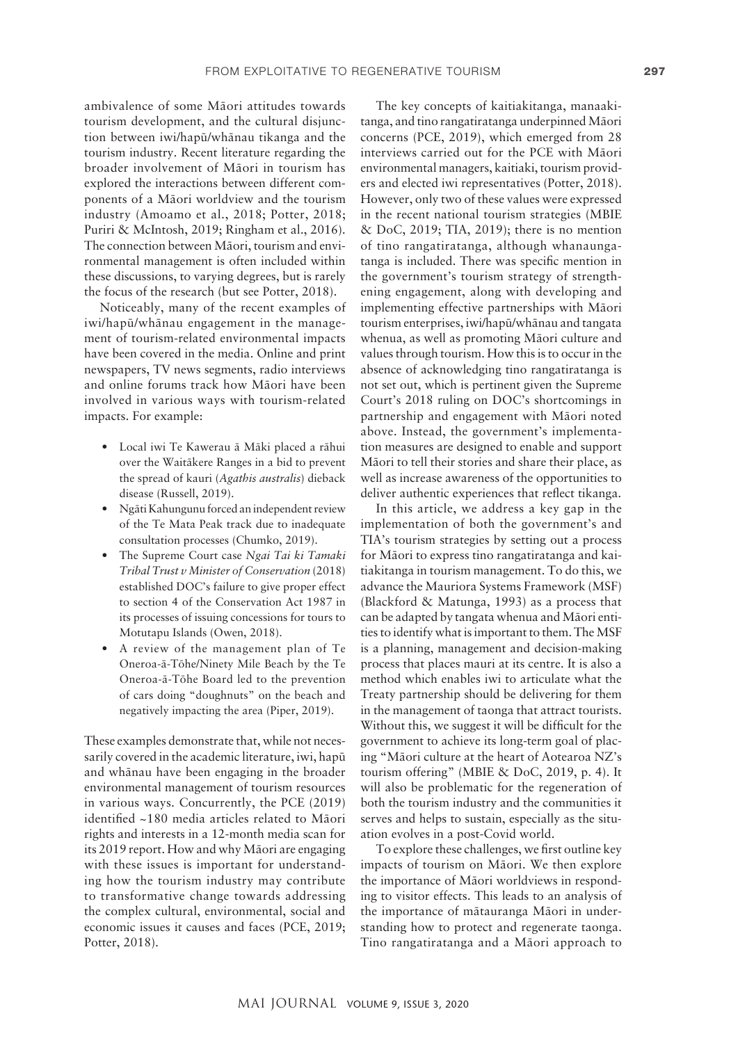ambivalence of some Māori attitudes towards tourism development, and the cultural disjunction between iwi/hapū/whānau tikanga and the tourism industry. Recent literature regarding the broader involvement of Māori in tourism has explored the interactions between different components of a Māori worldview and the tourism industry (Amoamo et al., 2018; Potter, 2018; Puriri & McIntosh, 2019; Ringham et al., 2016). The connection between Māori, tourism and environmental management is often included within these discussions, to varying degrees, but is rarely the focus of the research (but see Potter, 2018).

Noticeably, many of the recent examples of iwi/hapū/whānau engagement in the management of tourism-related environmental impacts have been covered in the media. Online and print newspapers, TV news segments, radio interviews and online forums track how Māori have been involved in various ways with tourism-related impacts. For example:

- Local iwi Te Kawerau ā Māki placed a rāhui over the Waitākere Ranges in a bid to prevent the spread of kauri (*Agathis australis*) dieback disease (Russell, 2019).
- Ngāti Kahungunu forced an independent review of the Te Mata Peak track due to inadequate consultation processes (Chumko, 2019).
- The Supreme Court case *Ngai Tai ki Tamaki Tribal Trust v Minister of Conservation* (2018) established DOC's failure to give proper effect to section 4 of the Conservation Act 1987 in its processes of issuing concessions for tours to Motutapu Islands (Owen, 2018).
- A review of the management plan of Te Oneroa-ā-Tōhe/Ninety Mile Beach by the Te Oneroa-ā-Tōhe Board led to the prevention of cars doing "doughnuts" on the beach and negatively impacting the area (Piper, 2019).

These examples demonstrate that, while not necessarily covered in the academic literature, iwi, hapū and whānau have been engaging in the broader environmental management of tourism resources in various ways. Concurrently, the PCE (2019) identified ~180 media articles related to Māori rights and interests in a 12-month media scan for its 2019 report. How and why Māori are engaging with these issues is important for understanding how the tourism industry may contribute to transformative change towards addressing the complex cultural, environmental, social and economic issues it causes and faces (PCE, 2019; Potter, 2018).

The key concepts of kaitiakitanga, manaakitanga, and tino rangatiratanga underpinned Māori concerns (PCE, 2019), which emerged from 28 interviews carried out for the PCE with Māori environmental managers, kaitiaki, tourism providers and elected iwi representatives (Potter, 2018). However, only two of these values were expressed in the recent national tourism strategies (MBIE & DoC, 2019; TIA, 2019); there is no mention of tino rangatiratanga, although whanaungatanga is included. There was specific mention in the government's tourism strategy of strengthening engagement, along with developing and implementing effective partnerships with Māori tourism enterprises, iwi/hapū/whānau and tangata whenua, as well as promoting Māori culture and values through tourism. How this is to occur in the absence of acknowledging tino rangatiratanga is not set out, which is pertinent given the Supreme Court's 2018 ruling on DOC's shortcomings in partnership and engagement with Māori noted above. Instead, the government's implementation measures are designed to enable and support Māori to tell their stories and share their place, as well as increase awareness of the opportunities to deliver authentic experiences that reflect tikanga.

In this article, we address a key gap in the implementation of both the government's and TIA's tourism strategies by setting out a process for Māori to express tino rangatiratanga and kaitiakitanga in tourism management. To do this, we advance the Mauriora Systems Framework (MSF) (Blackford & Matunga, 1993) as a process that can be adapted by tangata whenua and Māori entities to identify what is important to them. The MSF is a planning, management and decision-making process that places mauri at its centre. It is also a method which enables iwi to articulate what the Treaty partnership should be delivering for them in the management of taonga that attract tourists. Without this, we suggest it will be difficult for the government to achieve its long-term goal of placing "Māori culture at the heart of Aotearoa NZ's tourism offering" (MBIE & DoC, 2019, p. 4). It will also be problematic for the regeneration of both the tourism industry and the communities it serves and helps to sustain, especially as the situation evolves in a post-Covid world.

To explore these challenges, we first outline key impacts of tourism on Māori. We then explore the importance of Māori worldviews in responding to visitor effects. This leads to an analysis of the importance of mātauranga Māori in understanding how to protect and regenerate taonga. Tino rangatiratanga and a Māori approach to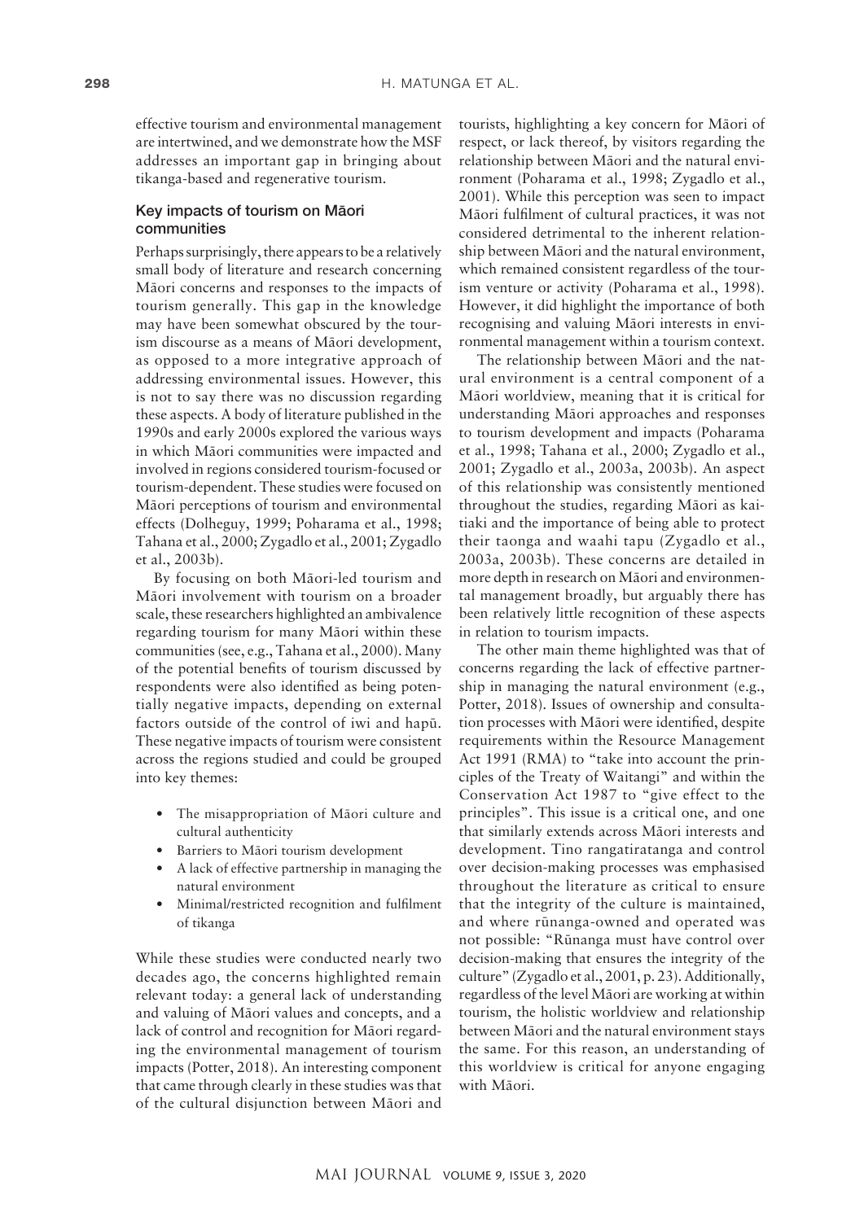effective tourism and environmental management are intertwined, and we demonstrate how the MSF addresses an important gap in bringing about tikanga-based and regenerative tourism.

### Key impacts of tourism on Māori communities

Perhaps surprisingly, there appears to be a relatively small body of literature and research concerning Māori concerns and responses to the impacts of tourism generally. This gap in the knowledge may have been somewhat obscured by the tourism discourse as a means of Māori development, as opposed to a more integrative approach of addressing environmental issues. However, this is not to say there was no discussion regarding these aspects. A body of literature published in the 1990s and early 2000s explored the various ways in which Māori communities were impacted and involved in regions considered tourism-focused or tourism-dependent. These studies were focused on Māori perceptions of tourism and environmental effects (Dolheguy, 1999; Poharama et al., 1998; Tahana et al., 2000; Zygadlo et al., 2001; Zygadlo et al., 2003b).

By focusing on both Māori-led tourism and Māori involvement with tourism on a broader scale, these researchers highlighted an ambivalence regarding tourism for many Māori within these communities (see, e.g., Tahana et al., 2000). Many of the potential benefits of tourism discussed by respondents were also identified as being potentially negative impacts, depending on external factors outside of the control of iwi and hapū. These negative impacts of tourism were consistent across the regions studied and could be grouped into key themes:

- The misappropriation of Māori culture and cultural authenticity
- Barriers to Māori tourism development
- A lack of effective partnership managing the natural environment
- Minimal/restricted recognition and fulfilment of tikanga

While these studies were conducted nearly two decades ago, the concerns highlighted remain relevant today: a general lack of understanding and valuing of Māori values and concepts, and a lack of control and recognition for Māori regarding the environmental management of tourism impacts (Potter, 2018). An interesting component that came through clearly in these studies was that of the cultural disjunction between Māori and tourists, highlighting a key concern for Māori of respect, or lack thereof, by visitors regarding the relationship between Māori and the natural environment (Poharama et al., 1998; Zygadlo et al., 2001). While this perception was seen to impact Māori fulfilment of cultural practices, it was not considered detrimental to the inherent relationship between Māori and the natural environment, which remained consistent regardless of the tourism venture or activity (Poharama et al., 1998). However, it did highlight the importance of both recognising and valuing Māori interests in environmental management within a tourism context.

The relationship between Māori and the natural environment is a central component of a Māori worldview, meaning that it is critical for understanding Māori approaches and responses to tourism development and impacts (Poharama et al., 1998; Tahana et al., 2000; Zygadlo et al., 2001; Zygadlo et al., 2003a, 2003b). An aspect of this relationship was consistently mentioned throughout the studies, regarding Māori as kaitiaki and the importance of being able to protect their taonga and waahi tapu (Zygadlo et al., 2003a, 2003b). These concerns are detailed in more depth in research on Māori and environmental management broadly, but arguably there has been relatively little recognition of these aspects in relation to tourism impacts.

The other main theme highlighted was that of concerns regarding the lack of effective partnership in managing the natural environment (e.g., Potter, 2018). Issues of ownership and consultation processes with Māori were identified, despite requirements within the Resource Management Act 1991 (RMA) to "take into account the principles of the Treaty of Waitangi" and within the Conservation Act 1987 to "give effect to the principles". This issue is a critical one, and one that similarly extends across Māori interests and development. Tino rangatiratanga and control over decision-making processes was emphasised throughout the literature as critical to ensure that the integrity of the culture is maintained, and where rūnanga-owned and operated was not possible: "Rūnanga must have control over decision-making that ensures the integrity of the culture" (Zygadlo et al., 2001, p. 23). Additionally, regardless of the level Māori are working at within tourism, the holistic worldview and relationship between Māori and the natural environment stays the same. For this reason, an understanding of this worldview is critical for anyone engaging with Māori.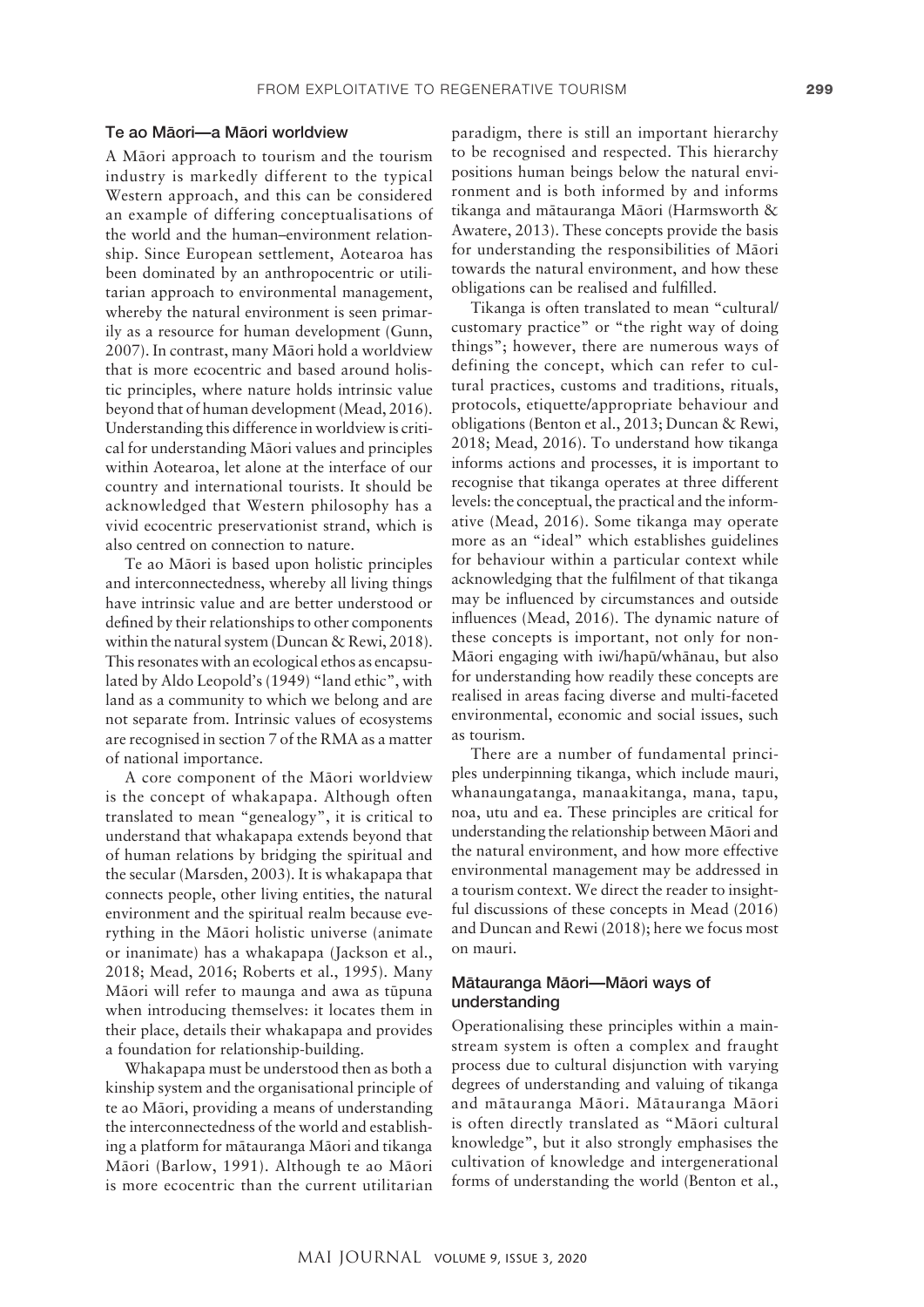### Te ao Māori—a Māori worldview

A Māori approach to tourism and the tourism industry is markedly different to the typical Western approach, and this can be considered an example of differing conceptualisations of the world and the human–environment relationship. Since European settlement, Aotearoa has been dominated by an anthropocentric or utilitarian approach to environmental management, whereby the natural environment is seen primarily as a resource for human development (Gunn, 2007). In contrast, many Māori hold a worldview that is more ecocentric and based around holistic principles, where nature holds intrinsic value beyond that of human development (Mead, 2016). Understanding this difference in worldview is critical for understanding Māori values and principles within Aotearoa, let alone at the interface of our country and international tourists. It should be acknowledged that Western philosophy has a vivid ecocentric preservationist strand, which is also centred on connection to nature.

Te ao Māori is based upon holistic principles and interconnectedness, whereby all living things have intrinsic value and are better understood or defined by their relationships to other components within the natural system (Duncan & Rewi, 2018). This resonates with an ecological ethos as encapsulated by Aldo Leopold's (1949) "land ethic", with land as a community to which we belong and are not separate from. Intrinsic values of ecosystems are recognised in section 7 of the RMA as a matter of national importance.

A core component of the Māori worldview is the concept of whakapapa. Although often translated to mean "genealogy", it is critical to understand that whakapapa extends beyond that of human relations by bridging the spiritual and the secular (Marsden, 2003). It is whakapapa that connects people, other living entities, the natural environment and the spiritual realm because everything in the Māori holistic universe (animate or inanimate) has a whakapapa (Jackson et al., 2018; Mead, 2016; Roberts et al., 1995). Many Māori will refer to maunga and awa as tūpuna when introducing themselves: it locates them in their place, details their whakapapa and provides a foundation for relationship-building.

Whakapapa must be understood then as both a kinship system and the organisational principle of te ao Māori, providing a means of understanding the interconnectedness of the world and establishing a platform for mātauranga Māori and tikanga Māori (Barlow, 1991). Although te ao Māori is more ecocentric than the current utilitarian paradigm, there is still an important hierarchy to be recognised and respected. This hierarchy positions human beings below the natural environment and is both informed by and informs tikanga and mātauranga Māori (Harmsworth & Awatere, 2013). These concepts provide the basis for understanding the responsibilities of Māori towards the natural environment, and how these obligations can be realised and fulfilled.

Tikanga is often translated to mean "cultural/customary practice" or "the right way of doing things"; however, there are numerous ways of defining the concept, which can refer to cultural practices, customs and traditions, rituals, protocols, etiquette/appropriate behaviour and obligations (Benton et al., 2013; Duncan & Rewi, 2018; Mead, 2016). To understand how tikanga informs actions and processes, it is important to recognise that tikanga operates at three different levels: the conceptual, the practical and the informative (Mead, 2016). Some tikanga may operate more as an "ideal" which establishes guidelines for behaviour within a particular context while acknowledging that the fulfilment of that tikanga may be influenced by circumstances and outside influences (Mead, 2016). The dynamic nature of these concepts is important, not only for non-Māori engaging with iwi/hapū/whānau, but also for understanding how readily these concepts are realised in areas facing diverse and multi-faceted environmental, economic and social issues, such as tourism.

There are a number of fundamental principles underpinning tikanga, which include mauri, whanaungatanga, manaakitanga, mana, tapu, noa, utu and ea. These principles are critical for understanding the relationship between Māori and the natural environment, and how more effective environmental management may be addressed in a tourism context. We direct the reader to insightful discussions of these concepts in Mead (2016) and Duncan and Rewi (2018); here we focus most on mauri.

### Mātauranga Māori—Māori ways of understanding

Operationalising these principles within a mainstream system is often a complex and fraught process due to cultural disjunction with varying degrees of understanding and valuing of tikanga and mātauranga Māori. Mātauranga Māori is often directly translated as "Māori cultural knowledge", but it also strongly emphasises the cultivation of knowledge and intergenerational forms of understanding the world (Benton et al.,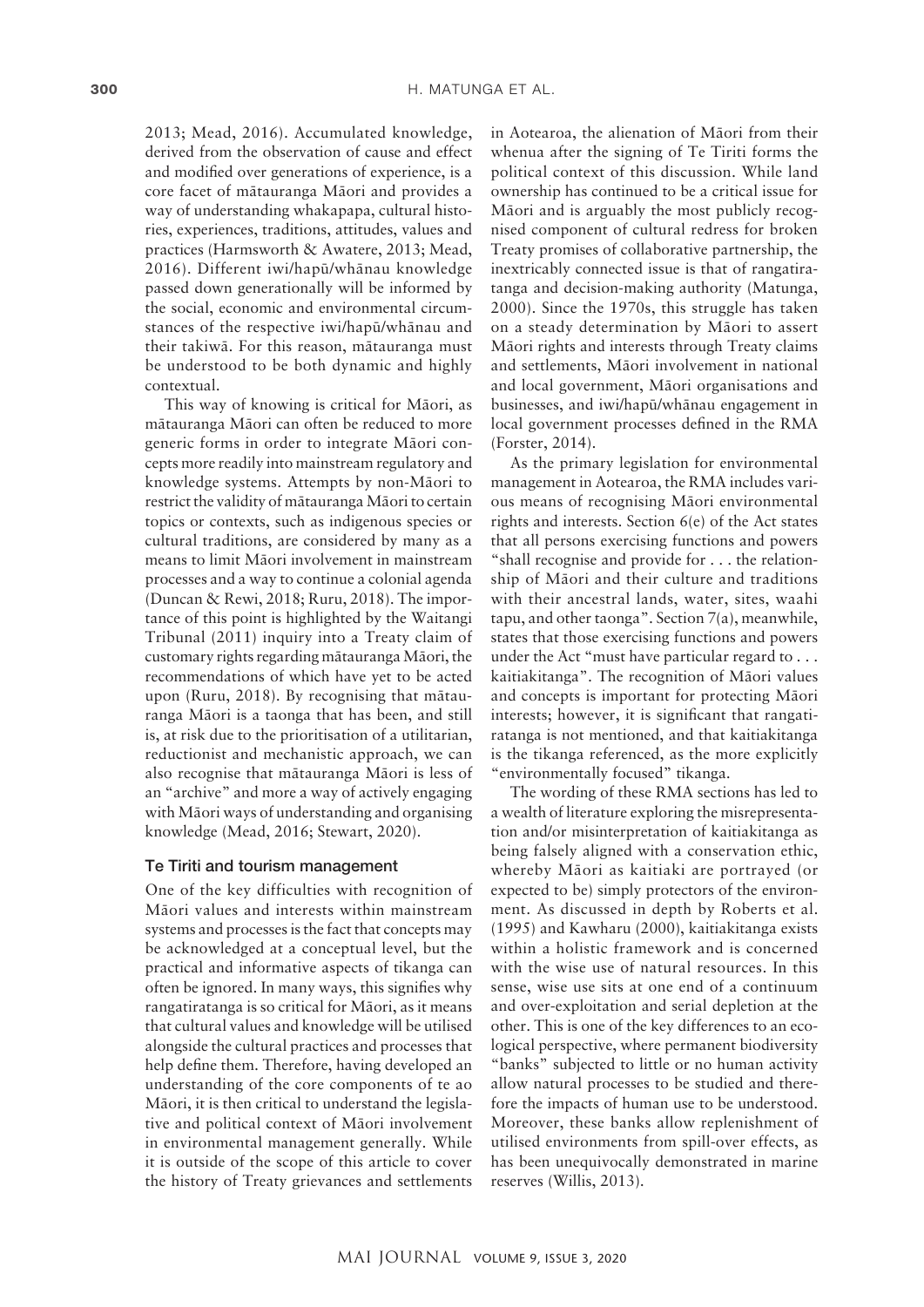2013; Mead, 2016). Accumulated knowledge, derived from the observation of cause and effect and modified over generations of experience, is a core facet of mātauranga Māori and provides a way of understanding whakapapa, cultural histories, experiences, traditions, attitudes, values and practices (Harmsworth & Awatere, 2013; Mead, 2016). Different iwi/hapū/whānau knowledge passed down generationally will be informed by the social, economic and environmental circumstances of the respective iwi/hapū/whānau and their takiwā. For this reason, mātauranga must be understood to be both dynamic and highly contextual.

This way of knowing is critical for Māori, as mātauranga Māori can often be reduced to more generic forms in order to integrate Māori concepts more readily into mainstream regulatory and knowledge systems. Attempts by non-Māori to restrict the validity of mātauranga Māori to certain topics or contexts, such as indigenous species or cultural traditions, are considered by many as a means to limit Māori involvement in mainstream processes and a way to continue a colonial agenda (Duncan & Rewi, 2018; Ruru, 2018). The importance of this point is highlighted by the Waitangi Tribunal (2011) inquiry into a Treaty claim of customary rights regarding mātauranga Māori, the recommendations of which have yet to be acted upon (Ruru, 2018). By recognising that mātauranga Māori is a taonga that has been, and still is, at risk due to the prioritisation of a utilitarian, reductionist and mechanistic approach, we can also recognise that mātauranga Māori is less of an "archive" and more a way of actively engaging with Māori ways of understanding and organising knowledge (Mead, 2016; Stewart, 2020).

## Te Tiriti and tourism management

One of the key difficulties with recognition of Māori values and interests within mainstream systems and processes is the fact that concepts may be acknowledged at a conceptual level, but the practical and informative aspects of tikanga can often be ignored. In many ways, this signifies why rangatiratanga is so critical for Māori, as it means that cultural values and knowledge will be utilised alongside the cultural practices and processes that help define them. Therefore, having developed an understanding of the core components of te ao Māori, it is then critical to understand the legislative and political context of Māori involvement in environmental management generally. While it is outside of the scope of this article to cover the history of Treaty grievances and settlements in Aotearoa, the alienation of Māori from their whenua after the signing of Te Tiriti forms the political context of this discussion. While land ownership has continued to be a critical issue for Māori and is arguably the most publicly recognised component of cultural redress for broken Treaty promises of collaborative partnership, the inextricably connected issue is that of rangatiratanga and decision-making authority (Matunga, 2000). Since the 1970s, this struggle has taken on a steady determination by Māori to assert Māori rights and interests through Treaty claims and settlements, Māori involvement in national and local government, Māori organisations and businesses, and iwi/hapū/whānau engagement in local government processes defined in the RMA (Forster, 2014).

As the primary legislation for environmental management in Aotearoa, the RMA includes various means of recognising Māori environmental rights and interests. Section 6(e) of the Act states that all persons exercising functions and powers "shall recognise and provide for . . . the relationship of Māori and their culture and traditions with their ancestral lands, water, sites, waahi tapu, and other taonga". Section 7(a), meanwhile, states that those exercising functions and powers under the Act "must have particular regard to . . . kaitiakitanga". The recognition of Māori values and concepts is important for protecting Māori interests; however, it is significant that rangatiratanga is not mentioned, and that kaitiakitanga is the tikanga referenced, as the more explicitly "environmentally focused" tikanga.

The wording of these RMA sections has led to a wealth of literature exploring the misrepresentation and/or misinterpretation of kaitiakitanga as being falsely aligned with a conservation ethic, whereby Māori as kaitiaki are portrayed (or expected to be) simply protectors of the environment. As discussed in depth by Roberts et al. (1995) and Kawharu (2000), kaitiakitanga exists within a holistic framework and is concerned with the wise use of natural resources. In this sense, wise use sits at one end of a continuum and over-exploitation and serial depletion at the other. This is one of the key differences to an ecological perspective, where permanent biodiversity "banks" subjected to little or no human activity allow natural processes to be studied and therefore the impacts of human use to be understood. Moreover, these banks allow replenishment of utilised environments from spill-over effects, as has been unequivocally demonstrated in marine reserves (Willis, 2013).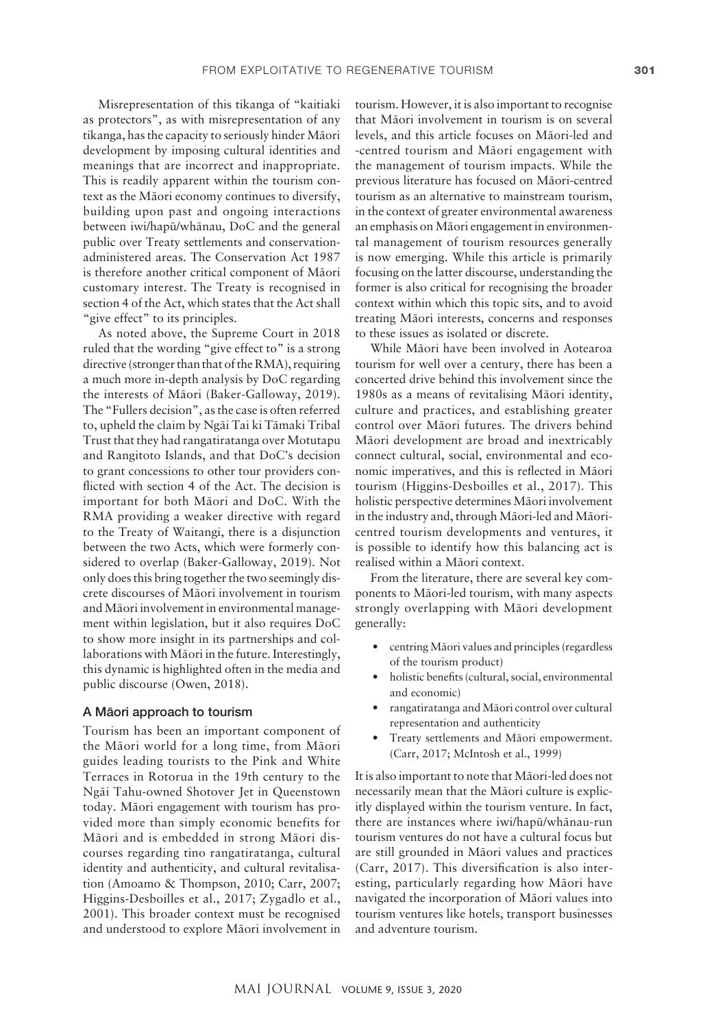Misrepresentation of this tikanga of "kaitiaki as protectors", as with misrepresentation of any tikanga, has the capacity to seriously hinder Māori development by imposing cultural identities and meanings that are incorrect and inappropriate. This is readily apparent within the tourism context as the Māori economy continues to diversify, building upon past and ongoing interactions between iwi/hapū/whānau, DoC and the general public over Treaty settlements and conservation-administered areas. The Conservation Act 1987 is therefore another critical component of Māori customary interest. The Treaty is recognised in section 4 of the Act, which states that the Act shall "give effect" to its principles.

As noted above, the Supreme Court in 2018 ruled that the wording "give effect to" is a strong directive (stronger than that of the RMA), requiring a much more in-depth analysis by DoC regarding the interests of Māori (Baker-Galloway, 2019). The "Fullers decision", as the case is often referred to, upheld the claim by Ngāi Tai ki Tāmaki Tribal Trust that they had rangatiratanga over Motutapu and Rangitoto Islands, and that DoC's decision to grant concessions to other tour providers conflicted with section 4 of the Act. The decision is important for both Māori and DoC. With the RMA providing a weaker directive with regard to the Treaty of Waitangi, there is a disjunction between the two Acts, which were formerly considered to overlap (Baker-Galloway, 2019). Not only does this bring together the two seemingly discrete discourses of Māori involvement in tourism and Māori involvement in environmental management within legislation, but it also requires DoC to show more insight in its partnerships and collaborations with Māori in the future. Interestingly, this dynamic is highlighted often in the media and public discourse (Owen, 2018).

### A Māori approach to tourism

Tourism has been an important component of the Māori world for a long time, from Māori guides leading tourists to the Pink and White Terraces in Rotorua in the 19th century to the Ngāi Tahu-owned Shotover Jet in Queenstown today. Māori engagement with tourism has provided more than simply economic benefits for Māori and is embedded in strong Māori discourses regarding tino rangatiratanga, cultural identity and authenticity, and cultural revitalisation (Amoamo & Thompson, 2010; Carr, 2007; Higgins-Desbolles et al., 2017; Zygadlo et al., 2001). This broader context must be recognised and understood to explore Māori involvement in tourism. However, it is also important to recognise that Māori involvement in tourism is on several levels, and this article focuses on Māori-led and -centred tourism and Māori engagement with the management of tourism impacts. While the previous literature has focused on Māori-centred tourism as an alternative to mainstream tourism, in the context of greater environmental awareness an emphasis on Māori engagement in environmental management of tourism resources generally is now emerging. While this article is primarily focusing on the latter discourse, understanding the former is also critical for recognising the broader context within which this topic sits, and to avoid treating Māori interests, concerns and responses to these issues as isolated or discrete.

While Māori have been involved in Aotearoa tourism for well over a century, there has been a concerted drive behind this involvement since the 1980s as a means of revitalising Māori identity, culture and practices, and establishing greater control over Māori futures. The drivers behind Māori development are broad and inextricably connect cultural, social, environmental and economic imperatives, and this is reflected in Māori tourism (Higgins-Desbolles et al., 2017). This holistic perspective determines Māori involvement in the industry and, through Māori-led and Māori-centred tourism developments and ventures, it is possible to identify how this balancing act is realised within a Māori context.

From the literature, there are several key components to Māori-led tourism, with many aspects strongly overlapping with Māori development generally:

- centring Māori values and principles (regardless of the tourism product)
- holistic benefits (cultural, social, environmental and economic)
- rangatiratanga and Māori control over cultural representation and authenticity
- Treaty settlements and Māori empowerment. (Carr, 2017; McIntosh et al., 1999)

It is also important to note that Māori-led does not necessarily mean that the Māori culture is explicitly displayed within the tourism venture. In fact, there are instances where iwi/hapū/whānau-run tourism ventures do not have a cultural focus but are still grounded in Māori values and practices (Carr, 2017). This diversification is also interesting, particularly regarding how Māori have navigated the incorporation of Māori values into tourism ventures like hotels, transport businesses and adventure tourism.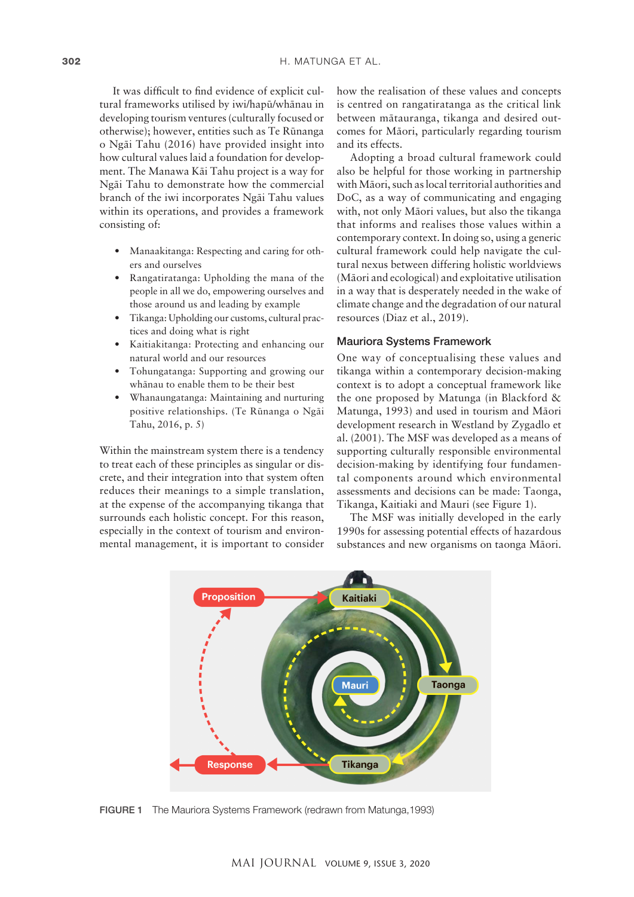It was difficult to find evidence of explicit cultural frameworks utilised by iwi/hapū/whānau in developing tourism ventures (culturally focused or otherwise); however, entities such as Te Rūnanga o Ngāi Tahu (2016) have provided insight into how cultural values laid a foundation for development. The Manawa Kāi Tahu project is a way for Ngāi Tahu to demonstrate how the commercial branch of the iwi incorporates Ngāi Tahu values within its operations, and provides a framework consisting of:

- Manaakitanga: Respecting and caring for others and ourselves
- Rangatiratanga: Upholding the mana of the people in all we do, empowering ourselves and those around us and leading by example
- Tikanga: Upholding our customs, cultural practices and doing what is right
- Kaitiakitanga: Protecting and enhancing our natural world and our resources
- Tohungatanga: Supporting and growing our whānau to enable them to be their best
- Whanaungatanga: Maintaining and nurturing positive relationships. (Te Rūnanga o Ngāi Tahu, 2016, p. 5)

Within the mainstream system there is a tendency to treat each of these principles as singular or discrete, and their integration into that system often reduces their meanings to a simple translation, at the expense of the accompanying tikanga that surrounds each holistic concept. For this reason, especially in the context of tourism and environmental management, it is important to consider how the realisation of these values and concepts is centred on rangatiratanga as the critical link between mātauranga, tikanga and desired outcomes for Māori, particularly regarding tourism and its effects.

Adopting a broad cultural framework could also be helpful for those working in partnership with Māori, such as local territorial authorities and DoC, as a way of communicating and engaging with, not only Māori values, but also the tikanga that informs and realises those values within a contemporary context. In doing so, using a generic cultural framework could help navigate the cultural nexus between differing holistic worldviews (Māori and ecological) and exploitative utilisation in a way that is desperately needed in the wake of climate change and the degradation of our natural resources (Diaz et al., 2019).

## Mauriora Systems Framework

One way of conceptualising these values and tikanga within a contemporary decision-making context is to adopt a conceptual framework like the one proposed by Matunga (in Blackford & Matunga, 1993) and used in tourism and Māori development research in Westland by Zygadlo et al. (2001). The MSF was developed as a means of supporting culturally responsible environmental decision-making by identifying four fundamental components around which environmental assessments and decisions can be made: Taonga, Tikanga, Kaitiaki and Mauri (see Figure 1).

The MSF was initially developed in the early 1990s for assessing potential effects of hazardous substances and new organisms on taonga Māori.

FIGURE 1 The Mauriora Systems Framework (redrawn from Matunga,1993)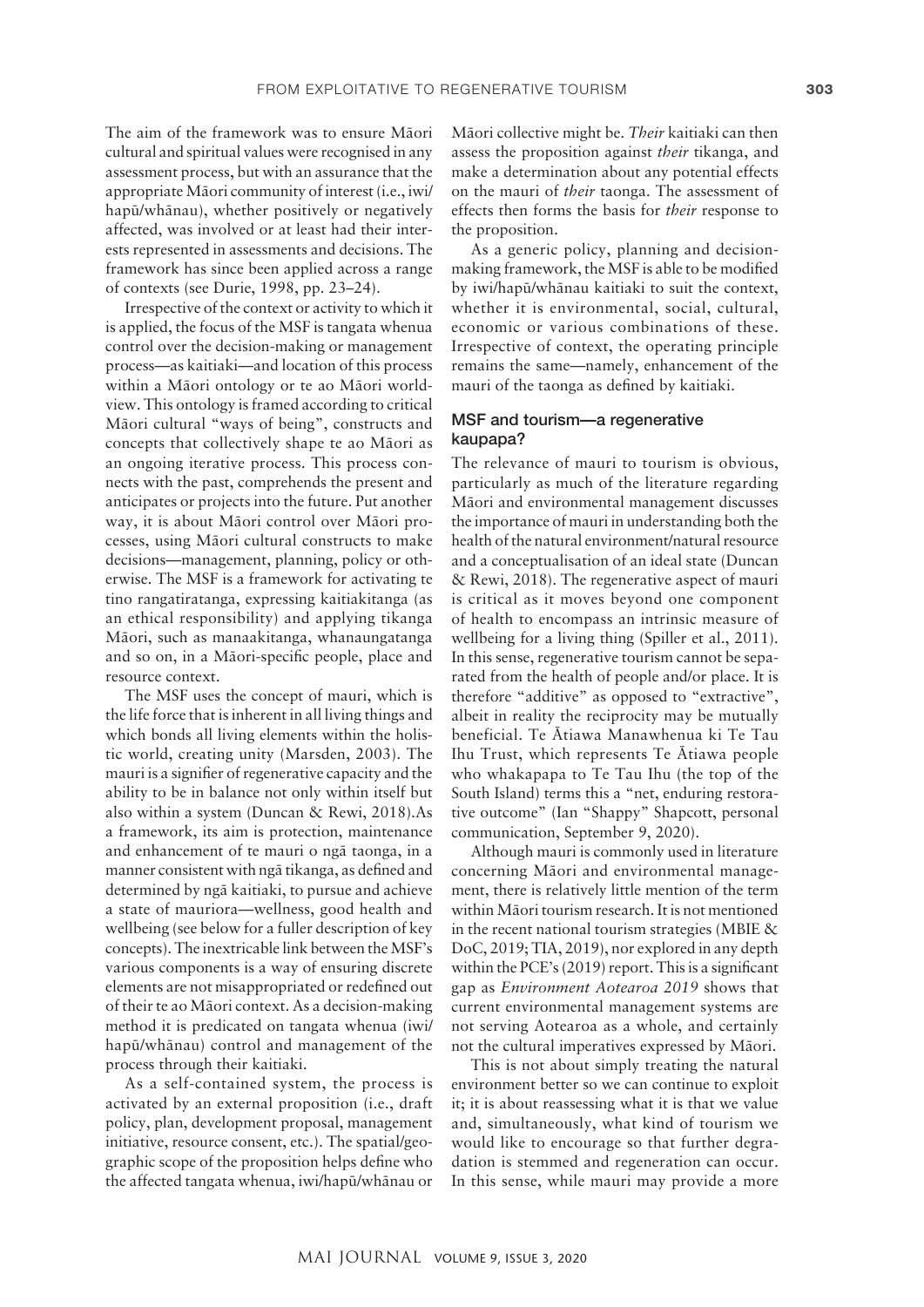The aim of the framework was to ensure Māori cultural and spiritual values were recognised in any assessment process, but with an assurance that the appropriate Māori community of interest (i.e., iwi/hapū/whānau), whether positively or negatively affected, was involved or at least had their interests represented in assessments and decisions. The framework has since been applied across a range of contexts (see Durie, 1998, pp. 23–24).

Irrespective of the context or activity to which it is applied, the focus of the MSF is tangata whenua control over the decision-making or management process—as kaitiaki—and location of this process within a Māori ontology or te ao Māori worldview. This ontology is framed according to critical Māori cultural "ways of being", constructs and concepts that collectively shape te ao Māori as an ongoing iterative process. This process connects with the past, comprehends the present and anticipates or projects into the future. Put another way, it is about Māori control over Māori processes, using Māori cultural constructs to make decisions—management, planning, policy or otherwise. The MSF is a framework for activating te tino rangatiratanga, expressing kaitiakitanga (as an ethical responsibility) and applying tikanga Māori, such as manaakitanga, whanaungatanga and so on, in a Māori-specific people, place and resource context.

The MSF uses the concept of mauri, which is the life force that is inherent in all living things and which bonds all living elements within the holistic world, creating unity (Marsden, 2003). The mauri is a signifier of regenerative capacity and the ability to be in balance not only within itself but also within a system (Duncan & Rewi, 2018).As a framework, its aim is protection, maintenance and enhancement of te mauri o ngā taonga, in a manner consistent with ngā tikanga, as defined and determined by ngā kaitiaki, to pursue and achieve a state of mauriora—wellness, good health and wellbeing (see below for a fuller description of key concepts). The inextricable link between the MSF's various components is a way of ensuring discrete elements are not misappropriated or redefined out of their te ao Māori context. As a decision-making method it is predicated on tangata whenua (iwi/hapū/whānau) control and management of the process through their kaitiaki.

As a self-contained system, the process is activated by an external proposition (i.e., draft policy, plan, development proposal, management initiative, resource consent, etc.). The spatial/geographic scope of the proposition helps define who the affected tangata whenua, iwi/hapū/whānau or Māori collective might be. *Their* kaitiaki can then assess the proposition against *their* tikanga, and make a determination about any potential effects on the mauri of *their* taonga. The assessment of effects then forms the basis for *their* response to the proposition.

As a generic policy, planning and decision-making framework, the MSF is able to be modified by iwi/hapū/whānau kaitiaki to suit the context, whether it is environmental, social, cultural, economic or various combinations of these. Irrespective of context, the operating principle remains the same—namely, enhancement of the mauri of the taonga as defined by kaitiaki.

## MSF and tourism—a regenerative kaupapa?

The relevance of mauri to tourism is obvious, particularly as much of the literature regarding Māori and environmental management discusses the importance of mauri in understanding both the health of the natural environment/natural resource and a conceptualisation of an ideal state (Duncan & Rewi, 2018). The regenerative aspect of mauri is critical as it moves beyond one component of health to encompass an intrinsic measure of wellbeing for a living thing (Spiller et al., 2011). In this sense, regenerative tourism cannot be separated from the health of people and/or place. It is therefore "additive" as opposed to "extractive", albeit in reality the reciprocity may be mutually beneficial. Te Ātiawa Manawhenua ki Te Tau Ihu Trust, which represents Te Ātiawa people who whakapapa to Te Tau Ihu (the top of the South Island) terms this a "net, enduring restorative outcome" (Ian "Shappy" Shapcott, personal communication, September 9, 2020).

Although mauri is commonly used in literature concerning Māori and environmental management, there is relatively little mention of the term within Māori tourism research. It is not mentioned in the recent national tourism strategies (MBIE & DoC, 2019; TIA, 2019), nor explored in any depth within the PCE's (2019) report. This is a significant gap as *Environment Aotearoa 2019* shows that current environmental management systems are not serving Aotearoa as a whole, and certainly not the cultural imperatives expressed by Māori.

This is not about simply treating the natural environment better so we can continue to exploit it; it is about reassessing what it is that we value and, simultaneously, what kind of tourism we would like to encourage so that further degradation is stemmed and regeneration can occur. In this sense, while mauri may provide a more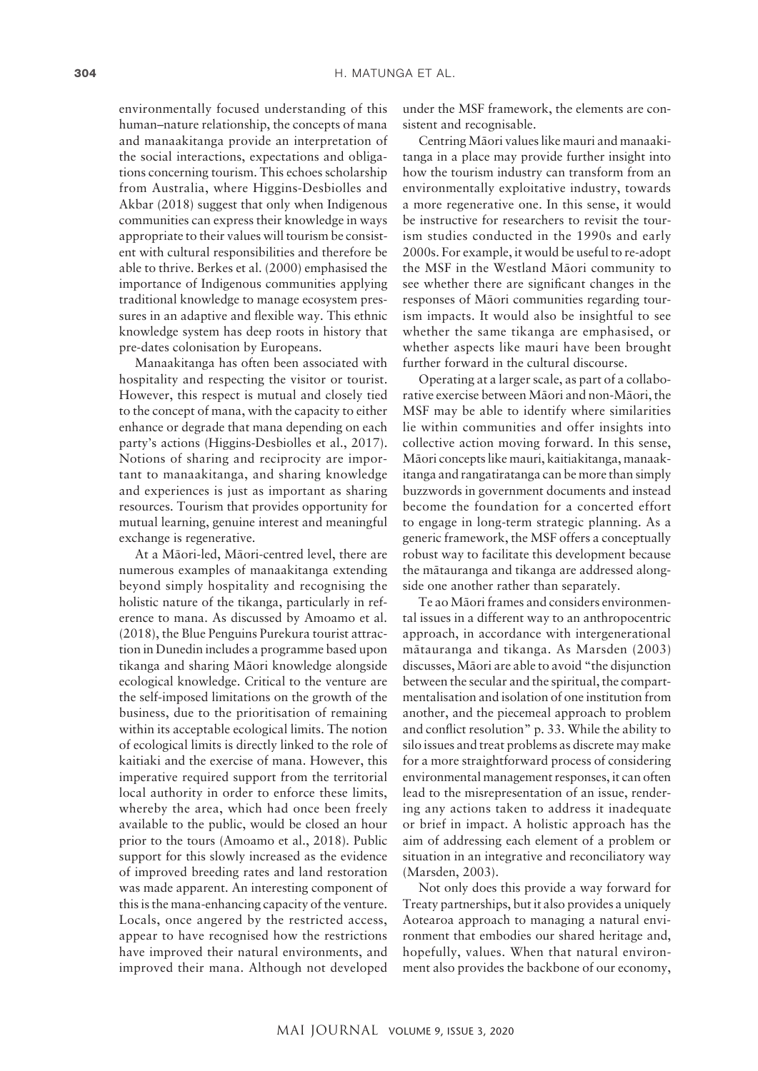environmentally focused understanding of this human–nature relationship, the concepts of mana and manaakitanga provide an interpretation of the social interactions, expectations and obligations concerning tourism. This echoes scholarship from Australia, where Higgins-Desbiolles and Akbar (2018) suggest that only when Indigenous communities can express their knowledge in ways appropriate to their values will tourism be consistent with cultural responsibilities and therefore be able to thrive. Berkes et al. (2000) emphasised the importance of Indigenous communities applying traditional knowledge to manage ecosystem pressures in an adaptive and flexible way. This ethnic knowledge system has deep roots in history that pre-dates colonisation by Europeans.

Manaakitanga has often been associated with hospitality and respecting the visitor or tourist. However, this respect is mutual and closely tied to the concept of mana, with the capacity to either enhance or degrade that mana depending on each party's actions (Higgins-Desbiolles et al., 2017). Notions of sharing and reciprocity are important to manaakitanga, and sharing knowledge and experiences is just as important as sharing resources. Tourism that provides opportunity for mutual learning, genuine interest and meaningful exchange is regenerative.

At a Māori-led, Māori-centred level, there are numerous examples of manaakitanga extending beyond simply hospitality and recognising the holistic nature of the tikanga, particularly in reference to mana. As discussed by Amoamo et al. (2018), the Blue Penguins Purekura tourist attraction in Dunedin includes a programme based upon tikanga and sharing Māori knowledge alongside ecological knowledge. Critical to the venture are the self-imposed limitations on the growth of the business, due to the prioritisation of remaining within its acceptable ecological limits. The notion of ecological limits is directly linked to the role of kaitiaki and the exercise of mana. However, this imperative required support from the territorial local authority in order to enforce these limits, whereby the area, which had once been freely available to the public, would be closed an hour prior to the tours (Amoamo et al., 2018). Public support for this slowly increased as the evidence of improved breeding rates and land restoration was made apparent. An interesting component of this is the mana-enhancing capacity of the venture. Locals, once angered by the restricted access, appear to have recognised how the restrictions have improved their natural environments, and improved their mana. Although not developed under the MSF framework, the elements are consistent and recognisable.

Centring Māori values like mauri and manaakitanga in a place may provide further insight into how the tourism industry can transform from an environmentally exploitative industry, towards a more regenerative one. In this sense, it would be instructive for researchers to revisit the tourism studies conducted in the 1990s and early 2000s. For example, it would be useful to re-adopt the MSF in the Westland Māori community to see whether there are significant changes in the responses of Māori communities regarding tourism impacts. It would also be insightful to see whether the same tikanga are emphasised, or whether aspects like mauri have been brought further forward in the cultural discourse.

Operating at a larger scale, as part of a collaborative exercise between Māori and non-Māori, the MSF may be able to identify where similarities lie within communities and offer insights into collective action moving forward. In this sense, Māori concepts like mauri, kaitiakitanga, manaakitanga and rangatiratanga can be more than simply buzzwords in government documents and instead become the foundation for a concerted effort to engage in long-term strategic planning. As a generic framework, the MSF offers a conceptually robust way to facilitate this development because the mātauranga and tikanga are addressed alongside one another rather than separately.

Te ao Māori frames and considers environmental issues in a different way to an anthropocentric approach, in accordance with intergenerational mātauranga and tikanga. As Marsden (2003) discusses, Māori are able to avoid "the disjunction between the secular and the spiritual, the compartmentalisation and isolation of one institution from another, and the piecemeal approach to problem and conflict resolution" p. 33. While the ability to silo issues and treat problems as discrete may make for a more straightforward process of considering environmental management responses, it can often lead to the misrepresentation of an issue, rendering any actions taken to address it inadequate or brief in impact. A holistic approach has the aim of addressing each element of a problem or situation in an integrative and reconciliatory way (Marsden, 2003).

Not only does this provide a way forward for Treaty partnerships, but it also provides a uniquely Aotearoa approach to managing a natural environment that embodies our shared heritage and, hopefully, values. When that natural environment also provides the backbone of our economy,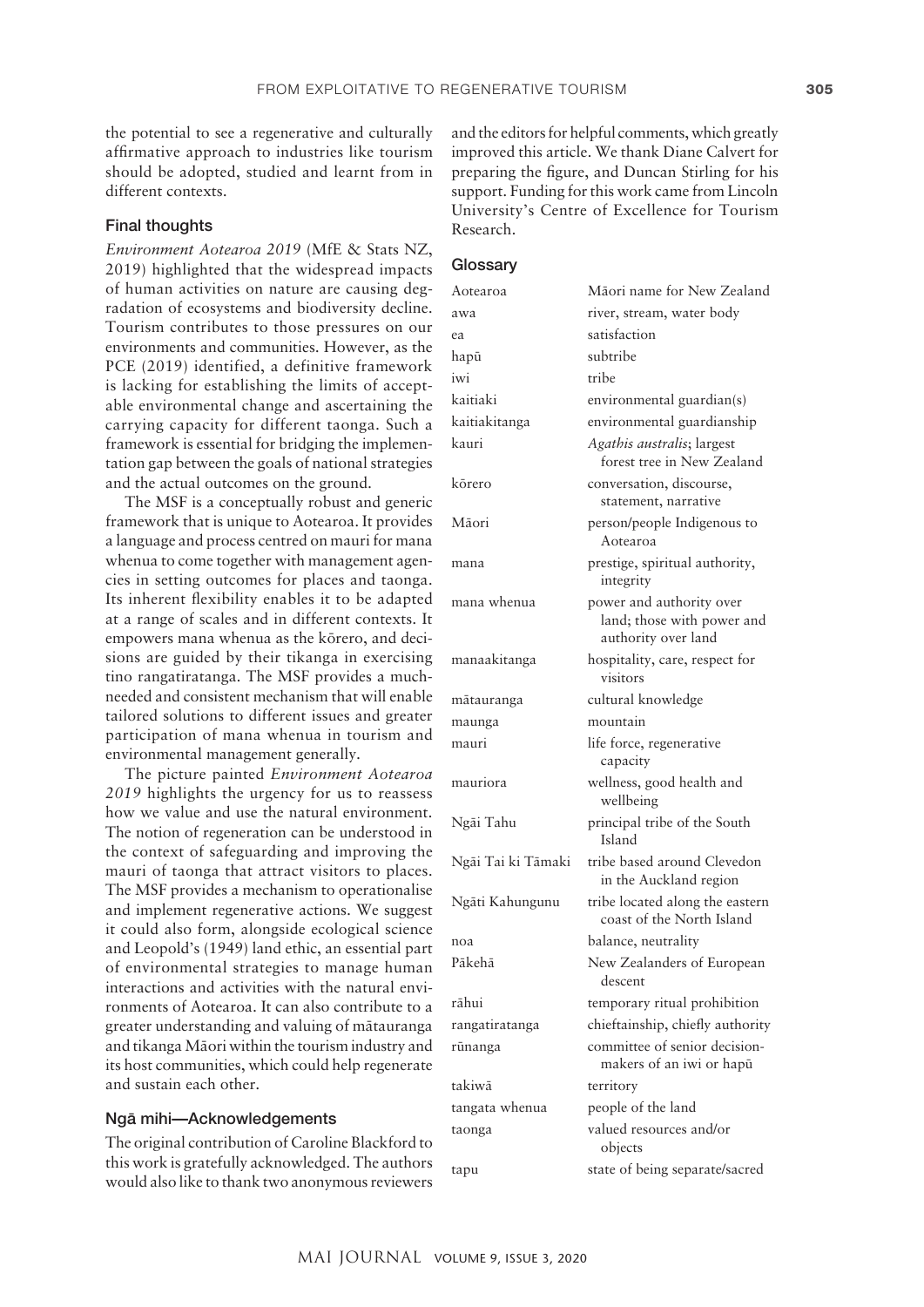the potential to see a regenerative and culturally affirmative approach to industries like tourism should be adopted, studied and learnt from in different contexts.

### Final thoughts

*Environment Aotearoa 2019* (MfE & Stats NZ, 2019) highlighted that the widespread impacts of human activities on nature are causing degradation of ecosystems and biodiversity decline. Tourism contributes to those pressures on our environments and communities. However, as the PCE (2019) identified, a definitive framework is lacking for establishing the limits of acceptable environmental change and ascertaining the carrying capacity for different taonga. Such a framework is essential for bridging the implementation gap between the goals of national strategies and the actual outcomes on the ground.

The MSF is a conceptually robust and generic framework that is unique to Aotearoa. It provides a language and process centred on mauri for mana whenua to come together with management agencies in setting outcomes for places and taonga. Its inherent flexibility enables it to be adapted at a range of scales and in different contexts. It empowers mana whenua as the kōrero, and decisions are guided by their tikanga in exercising tino rangatiratanga. The MSF provides a much-needed and consistent mechanism that will enable tailored solutions to different issues and greater participation of mana whenua in tourism and environmental management generally.

The picture painted *Environment Aotearoa 2019* highlights the urgency for us to reassess how we value and use the natural environment. The notion of regeneration can be understood in the context of safeguarding and improving the mauri of taonga that attract visitors to places. The MSF provides a mechanism to operationalise and implement regenerative actions. We suggest it could also form, alongside ecological science and Leopold's (1949) land ethic, an essential part of environmental strategies to manage human interactions and activities with the natural environments of Aotearoa. It can also contribute to a greater understanding and valuing of mātauranga and tikanga Māori within the tourism industry and its host communities, which could help regenerate and sustain each other.

### Ngā mihi—Acknowledgements

The original contribution of Caroline Blackford to this work is gratefully acknowledged. The authors would also like to thank two anonymous reviewers and the editors for helpful comments, which greatly improved this article. We thank Diane Calvert for preparing the figure, and Duncan Stirling for his support. Funding for this work came from Lincoln University's Centre of Excellence for Tourism Research.

### Glossary

| | |
|---|---|
| Aotearoa | Māori name for New Zealand |
| awa | river, stream, water body |
| ea | satisfaction |
| hapū | subtribe |
| iwi | tribe |
| kaitiaki | environmental guardian(s) |
| kaitiakitanga | environmental guardianship |
| kauri | *Agathis australis*; largest forest tree in New Zealand |
| kōrero | conversation, discourse, statement, narrative |
| Māori | person/people Indigenous to Aotearoa |
| mana | prestige, spiritual authority, integrity |
| mana whenua | power and authority over land; those with power and authority over land |
| manaakitanga | hospitality, care, respect for visitors |
| mātauranga | cultural knowledge |
| maunga | mountain |
| mauri | life force, regenerative capacity |
| mauriora | wellness, good health and wellbeing |
| Ngāi Tahu | principal tribe of the South Island |
| Ngāi Tai ki Tāmaki | tribe based around Clevedon in the Auckland region |
| Ngāti Kahungunu | tribe located along the eastern coast of the North Island |
| noa | balance, neutrality |
| Pākehā | New Zealanders of European descent |
| rāhui | temporary ritual prohibition |
| rangatiratanga | chieftainship, chiefly authority |
| rūnanga | committee of senior decision-makers of an iwi or hapū |
| takiwā | territory |
| tangata whenua | people of the land |
| taonga | valued resources and/or objects |
| tapu | state of being separate/sacred |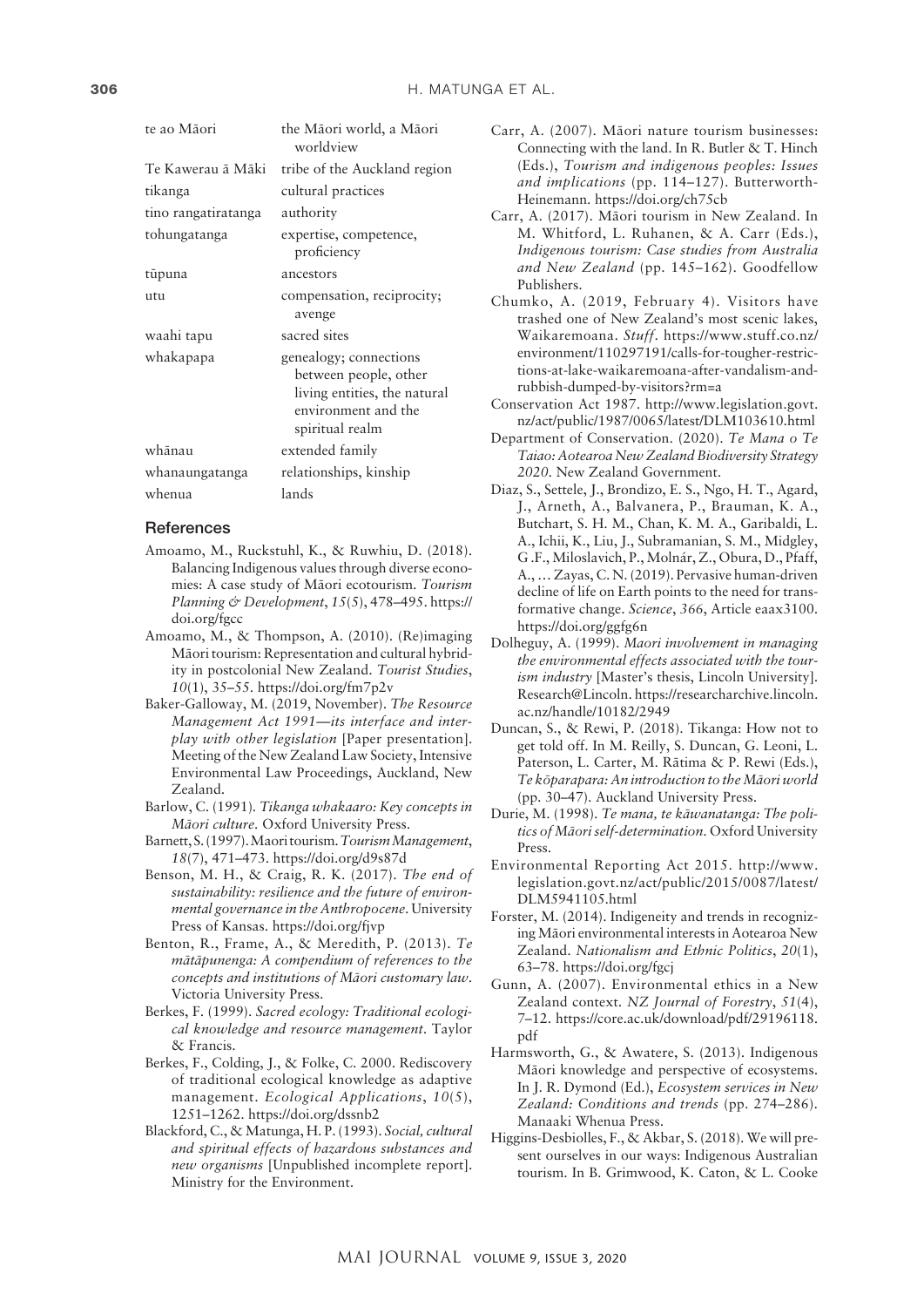| | |
|---|---|
| te ao Māori | the Māori world, a Māori worldview |
| Te Kawerau ā Māki | tribe of the Auckland region |
| tikanga | cultural practices |
| tino rangatiratanga | authority |
| tohungatanga | expertise, competence, proficiency |
| tūpuna | ancestors |
| utu | compensation, reciprocity; avenge |
| waahi tapu | sacred sites |
| whakapapa | genealogy; connections between people, other living entities, the natural environment and the spiritual realm |
| whānau | extended family |
| whanaungatanga | relationships, kinship |
| whenua | lands |

## References

Amoamo, M., Ruckstuhl, K., & Ruwhiu, D. (2018). Balancing Indigenous values through diverse economies: A case study of Māori ecotourism. *Tourism Planning & Development*, *15*(5), 478–495. https://doi.org/fgcc

Amoamo, M., & Thompson, A. (2010). (Re)imaging Māori tourism: Representation and cultural hybridity in postcolonial New Zealand. *Tourist Studies*, *10*(1), 35–55. https://doi.org/fm7p2v

Baker-Galloway, M. (2019, November). *The Resource Management Act 1991—its interface and interplay with other legislation* [Paper presentation]. Meeting of the New Zealand Law Society, Intensive Environmental Law Proceedings, Auckland, New Zealand.

Barlow, C. (1991). *Tikanga whakaaro: Key concepts in Māori culture*. Oxford University Press.

Barnett, S. (1997). Maori tourism. *Tourism Management*, *18*(7), 471–473. https://doi.org/d9s87d

Benson, M. H., & Craig, R. K. (2017). *The end of sustainability: resilience and the future of environmental governance in the Anthropocene*. University Press of Kansas. https://doi.org/fjvp

Benton, R., Frame, A., & Meredith, P. (2013). *Te mātāpunenga: A compendium of references to the concepts and institutions of Māori customary law*. Victoria University Press.

Berkes, F. (1999). *Sacred ecology: Traditional ecological knowledge and resource management*. Taylor & Francis.

Berkes, F., Colding, J., & Folke, C. 2000. Rediscovery of traditional ecological knowledge as adaptive management. *Ecological Applications*, *10*(5), 1251–1262. https://doi.org/dssnb2

Blackford, C., & Matunga, H. P. (1993). *Social, cultural and spiritual effects of hazardous substances and new organisms* [Unpublished incomplete report]. Ministry for the Environment.

Carr, A. (2007). Māori nature tourism businesses: Connecting with the land. In R. Butler & T. Hinch (Eds.), *Tourism and indigenous peoples: Issues and implications* (pp. 114–127). Butterworth-Heinemann. https://doi.org/ch75cb

Carr, A. (2017). Māori tourism in New Zealand. In M. Whitford, L. Ruhanen, & A. Carr (Eds.), *Indigenous tourism: Case studies from Australia and New Zealand* (pp. 145–162). Goodfellow Publishers.

Chumko, A. (2019, February 4). Visitors have trashed one of New Zealand's most scenic lakes, Waikaremoana. *Stuff*. https://www.stuff.co.nz/environment/110297191/calls-for-tougher-restrictions-at-lake-waikaremoana-after-vandalism-and-rubbish-dumped-by-visitors?rm=a

Conservation Act 1987. http://www.legislation.govt.nz/act/public/1987/0065/latest/DLM103610.html

Department of Conservation. (2020). *Te Mana o Te Taiao: Aotearoa New Zealand Biodiversity Strategy 2020*. New Zealand Government.

Diaz, S., Settele, J., Brondizo, E. S., Ngo, H. T., Agard, J., Arneth, A., Balvanera, P., Brauman, K. A., Butchart, S. H. M., Chan, K. M. A., Garibaldi, L. A., Ichii, K., Liu, J., Subramanian, S. M., Midgley, G .F., Miloslavich, P., Molnár, Z., Obura, D., Pfaff, A., … Zayas, C. N. (2019). Pervasive human-driven decline of life on Earth points to the need for transformative change. *Science*, *366*, Article eaax3100. https://doi.org/ggfg6n

Dolheguy, A. (1999). *Maori involvement in managing the environmental effects associated with the tourism industry* [Master's thesis, Lincoln University]. Research@Lincoln. https://researcharchive.lincoln.ac.nz/handle/10182/2949

Duncan, S., & Rewi, P. (2018). Tikanga: How not to get told off. In M. Reilly, S. Duncan, G. Leoni, L. Paterson, L. Carter, M. Rātima & P. Rewi (Eds.), *Te kōparapara: An introduction to the Māori world* (pp. 30–47). Auckland University Press.

Durie, M. (1998). *Te mana, te kāwanatanga: The politics of Māori self-determination*. Oxford University Press.

Environmental Reporting Act 2015. http://www.legislation.govt.nz/act/public/2015/0087/latest/DLM5941105.html

Forster, M. (2014). Indigeneity and trends in recognizing Māori environmental interests in Aotearoa New Zealand. *Nationalism and Ethnic Politics*, *20*(1), 63–78. https://doi.org/fgcj

Gunn, A. (2007). Environmental ethics in a New Zealand context. *NZ Journal of Forestry*, *51*(4), 7–12. https://core.ac.uk/download/pdf/29196118.pdf

Harmsworth, G., & Awatere, S. (2013). Indigenous Māori knowledge and perspective of ecosystems. In J. R. Dymond (Ed.), *Ecosystem services in New Zealand: Conditions and trends* (pp. 274–286). Manaaki Whenua Press.

Higgins-Desbiolles, F., & Akbar, S. (2018). We will present ourselves in our ways: Indigenous Australian tourism. In B. Grimwood, K. Caton, & L. Cooke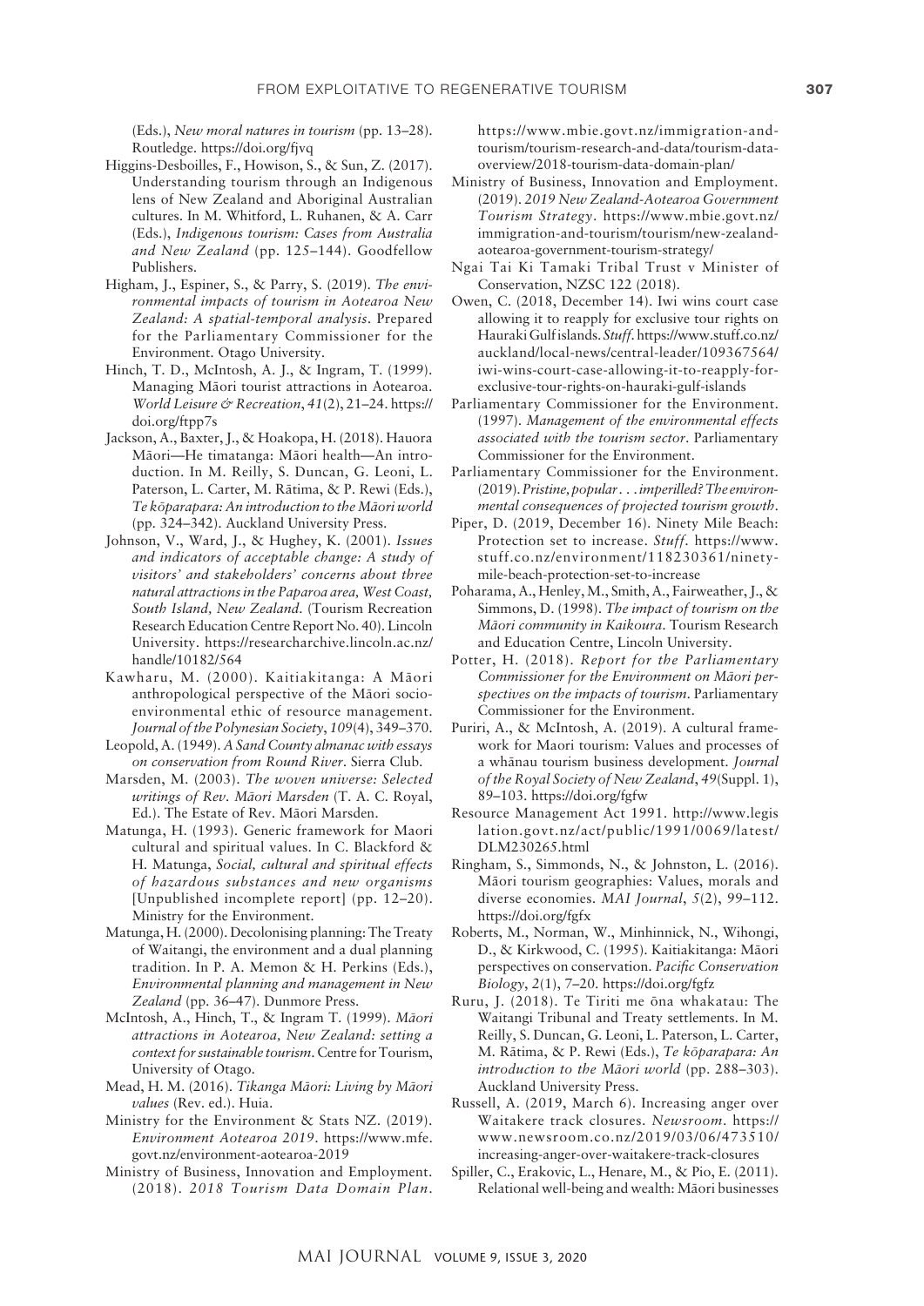(Eds.), *New moral natures in tourism* (pp. 13–28). Routledge. https://doi.org/fjvq

Higgins-Desbiolles, F., Howison, S., & Sun, Z. (2017). Understanding tourism through an Indigenous lens of New Zealand and Aboriginal Australian cultures. In M. Whitford, L. Ruhanen, & A. Carr (Eds.), *Indigenous tourism: Cases from Australia and New Zealand* (pp. 125–144). Goodfellow Publishers.

Higham, J., Espiner, S., & Parry, S. (2019). *The environmental impacts of tourism in Aotearoa New Zealand: A spatial-temporal analysis*. Prepared for the Parliamentary Commissioner for the Environment. Otago University.

Hinch, T. D., McIntosh, A. J., & Ingram, T. (1999). Managing Māori tourist attractions in Aotearoa. *World Leisure & Recreation*, *41*(2), 21–24. https://doi.org/ftpp7s

Jackson, A., Baxter, J., & Hoakopa, H. (2018). Hauora Māori—He timatanga: Māori health—An introduction. In M. Reilly, S. Duncan, G. Leoni, L. Paterson, L. Carter, M. Rātima, & P. Rewi (Eds.), *Te kōparapara: An introduction to the Māori world* (pp. 324–342). Auckland University Press.

Johnson, V., Ward, J., & Hughey, K. (2001). *Issues and indicators of acceptable change: A study of visitors' and stakeholders' concerns about three natural attractions in the Paparoa area, West Coast, South Island, New Zealand.* (Tourism Recreation Research Education Centre Report No. 40). Lincoln University. https://researcharchive.lincoln.ac.nz/handle/10182/564

Kawharu, M. (2000). Kaitiakitanga: A Māori anthropological perspective of the Māori socio-environmental ethic of resource management. *Journal of the Polynesian Society*, *109*(4), 349–370.

Leopold, A. (1949). *A Sand County almanac with essays on conservation from Round River*. Sierra Club.

Marsden, M. (2003). *The woven universe: Selected writings of Rev. Māori Marsden* (T. A. C. Royal, Ed.). The Estate of Rev. Māori Marsden.

Matunga, H. (1993). Generic framework for Maori cultural and spiritual values. In C. Blackford & H. Matunga, *Social, cultural and spiritual effects of hazardous substances and new organisms* [Unpublished incomplete report] (pp. 12–20). Ministry for the Environment.

Matunga, H. (2000). Decolonising planning: The Treaty of Waitangi, the environment and a dual planning tradition. In P. A. Memon & H. Perkins (Eds.), *Environmental planning and management in New Zealand* (pp. 36–47). Dunmore Press.

McIntosh, A., Hinch, T., & Ingram T. (1999). *Māori attractions in Aotearoa, New Zealand: setting a context for sustainable tourism*. Centre for Tourism, University of Otago.

Mead, H. M. (2016). *Tikanga Māori: Living by Māori values* (Rev. ed.). Huia.

Ministry for the Environment & Stats NZ. (2019). *Environment Aotearoa 2019*. https://www.mfe.govt.nz/environment-aotearoa-2019

Ministry of Business, Innovation and Employment. (2018). *2018 Tourism Data Domain Plan*. https://www.mbie.govt.nz/immigration-and-tourism/tourism-research-and-data/tourism-data-overview/2018-tourism-data-domain-plan/

Ministry of Business, Innovation and Employment. (2019). *2019 New Zealand-Aotearoa Government Tourism Strategy*. https://www.mbie.govt.nz/immigration-and-tourism/tourism/new-zealand-aotearoa-government-tourism-strategy/

Ngai Tai Ki Tamaki Tribal Trust v Minister of Conservation, NZSC 122 (2018).

Owen, C. (2018, December 14). Iwi wins court case allowing it to reapply for exclusive tour rights on Hauraki Gulf islands. *Stuff*. https://www.stuff.co.nz/auckland/local-news/central-leader/109367564/iwi-wins-court-case-allowing-it-to-reapply-for-exclusive-tour-rights-on-hauraki-gulf-islands

Parliamentary Commissioner for the Environment. (1997). *Management of the environmental effects associated with the tourism sector*. Parliamentary Commissioner for the Environment.

Parliamentary Commissioner for the Environment. (2019). *Pristine, popular . . . imperilled? The environmental consequences of projected tourism growth*.

Piper, D. (2019, December 16). Ninety Mile Beach: Protection set to increase. *Stuff*. https://www.stuff.co.nz/environment/118230361/ninety-mile-beach-protection-set-to-increase

Poharama, A., Henley, M., Smith, A., Fairweather, J., & Simmons, D. (1998). *The impact of tourism on the Māori community in Kaikoura*. Tourism Research and Education Centre, Lincoln University.

Potter, H. (2018). *Report for the Parliamentary Commissioner for the Environment on Māori perspectives on the impacts of tourism*. Parliamentary Commissioner for the Environment.

Puriri, A., & McIntosh, A. (2019). A cultural framework for Maori tourism: Values and processes of a whānau tourism business development. *Journal of the Royal Society of New Zealand*, *49*(Suppl. 1), 89–103. https://doi.org/fgfw

Resource Management Act 1991. http://www.legislation.govt.nz/act/public/1991/0069/latest/DLM230265.html

Ringham, S., Simmonds, N., & Johnston, L. (2016). Māori tourism geographies: Values, morals and diverse economies. *MAI Journal*, *5*(2), 99–112. https://doi.org/fgfx

Roberts, M., Norman, W., Minhinnick, N., Wihongi, D., & Kirkwood, C. (1995). Kaitiakitanga: Māori perspectives on conservation. *Pacific Conservation Biology*, *2*(1), 7–20. https://doi.org/fgfz

Ruru, J. (2018). Te Tiriti me ōna whakatau: The Waitangi Tribunal and Treaty settlements. In M. Reilly, S. Duncan, G. Leoni, L. Paterson, L. Carter, M. Rātima, & P. Rewi (Eds.), *Te kōparapara: An introduction to the Māori world* (pp. 288–303). Auckland University Press.

Russell, A. (2019, March 6). Increasing anger over Waitakere track closures. *Newsroom*. https://www.newsroom.co.nz/2019/03/06/473510/increasing-anger-over-waitakere-track-closures

Spiller, C., Erakovic, L., Henare, M., & Pio, E. (2011). Relational well-being and wealth: Māori businesses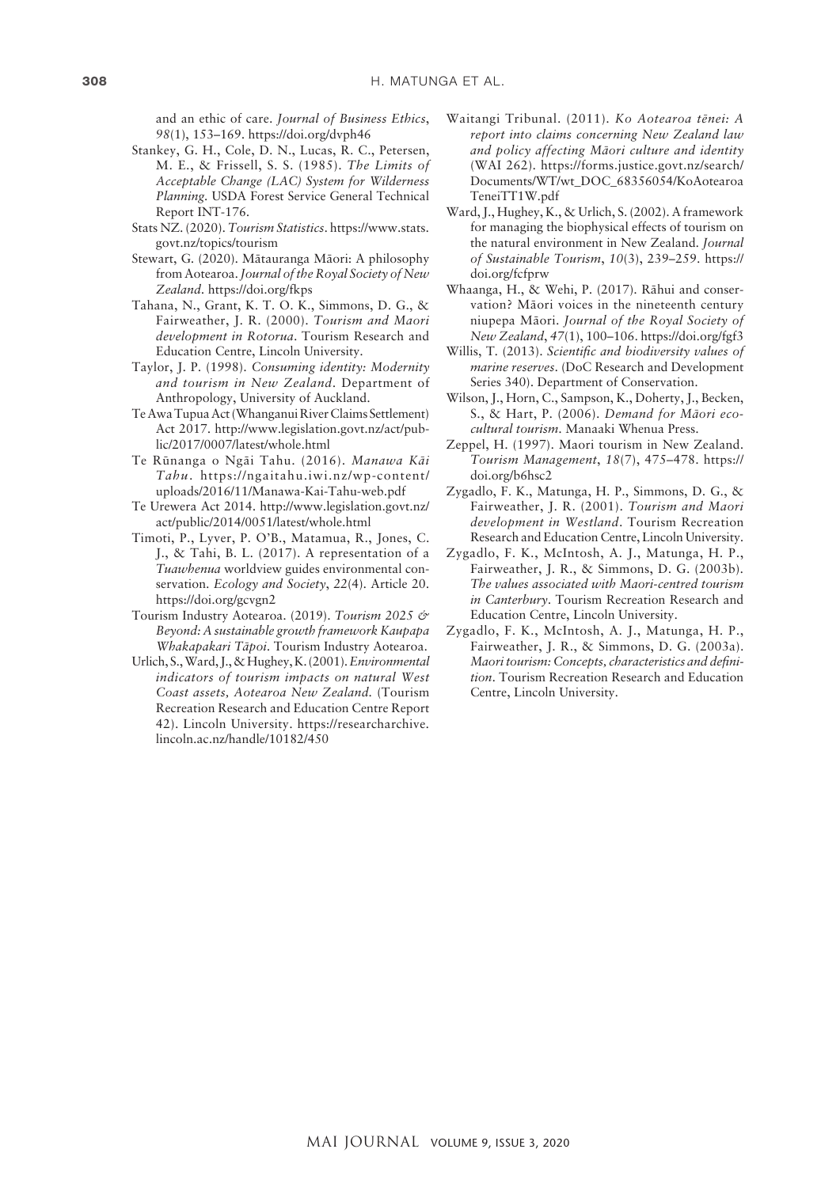and an ethic of care. *Journal of Business Ethics*, *98*(1), 153–169. https://doi.org/dvph46

Stankey, G. H., Cole, D. N., Lucas, R. C., Petersen, M. E., & Frissell, S. S. (1985). *The Limits of Acceptable Change (LAC) System for Wilderness Planning*. USDA Forest Service General Technical Report INT-176.

Stats NZ. (2020). *Tourism Statistics*. https://www.stats.govt.nz/topics/tourism

Stewart, G. (2020). Mātauranga Māori: A philosophy from Aotearoa. *Journal of the Royal Society of New Zealand*. https://doi.org/fkps

Tahana, N., Grant, K. T. O. K., Simmons, D. G., & Fairweather, J. R. (2000). *Tourism and Maori development in Rotorua*. Tourism Research and Education Centre, Lincoln University.

Taylor, J. P. (1998). *Consuming identity: Modernity and tourism in New Zealand*. Department of Anthropology, University of Auckland.

Te Awa Tupua Act (Whanganui River Claims Settlement) Act 2017. http://www.legislation.govt.nz/act/public/2017/0007/latest/whole.html

Te Rūnanga o Ngāi Tahu. (2016). *Manawa Kāi Tahu*. https://ngaitahu.iwi.nz/wp-content/uploads/2016/11/Manawa-Kai-Tahu-web.pdf

Te Urewera Act 2014. http://www.legislation.govt.nz/act/public/2014/0051/latest/whole.html

Timoti, P., Lyver, P. O'B., Matamua, R., Jones, C. J., & Tahi, B. L. (2017). A representation of a *Tuawhenua* worldview guides environmental conservation. *Ecology and Society*, *22*(4). Article 20. https://doi.org/gcvgn2

Tourism Industry Aotearoa. (2019). *Tourism 2025 & Beyond: A sustainable growth framework Kaupapa Whakapakari Tāpoi*. Tourism Industry Aotearoa.

Urlich, S., Ward, J., & Hughey, K. (2001). *Environmental indicators of tourism impacts on natural West Coast assets, Aotearoa New Zealand*. (Tourism Recreation Research and Education Centre Report 42). Lincoln University. https://researcharchive.lincoln.ac.nz/handle/10182/450

Waitangi Tribunal. (2011). *Ko Aotearoa tēnei: A report into claims concerning New Zealand law and policy affecting Māori culture and identity* (WAI 262). https://forms.justice.govt.nz/search/Documents/WT/wt_DOC_68356054/KoAotearoaTeneiTT1W.pdf

Ward, J., Hughey, K., & Urlich, S. (2002). A framework for managing the biophysical effects of tourism on the natural environment in New Zealand. *Journal of Sustainable Tourism*, *10*(3), 239–259. https://doi.org/fcfprw

Whaanga, H., & Wehi, P. (2017). Rāhui and conservation? Māori voices in the nineteenth century niupepa Māori. *Journal of the Royal Society of New Zealand*, *47*(1), 100–106. https://doi.org/fgf3

Willis, T. (2013). *Scientific and biodiversity values of marine reserves*. (DoC Research and Development Series 340). Department of Conservation.

Wilson, J., Horn, C., Sampson, K., Doherty, J., Becken, S., & Hart, P. (2006). *Demand for Māori eco-cultural tourism*. Manaaki Whenua Press.

Zeppel, H. (1997). Maori tourism in New Zealand. *Tourism Management*, *18*(7), 475–478. https://doi.org/b6hsc2

Zygadlo, F. K., Matunga, H. P., Simmons, D. G., & Fairweather, J. R. (2001). *Tourism and Maori development in Westland*. Tourism Recreation Research and Education Centre, Lincoln University.

Zygadlo, F. K., McIntosh, A. J., Matunga, H. P., Fairweather, J. R., & Simmons, D. G. (2003b). *The values associated with Maori-centred tourism in Canterbury*. Tourism Recreation Research and Education Centre, Lincoln University.

Zygadlo, F. K., McIntosh, A. J., Matunga, H. P., Fairweather, J. R., & Simmons, D. G. (2003a). *Maori tourism: Concepts, characteristics and definition*. Tourism Recreation Research and Education Centre, Lincoln University.